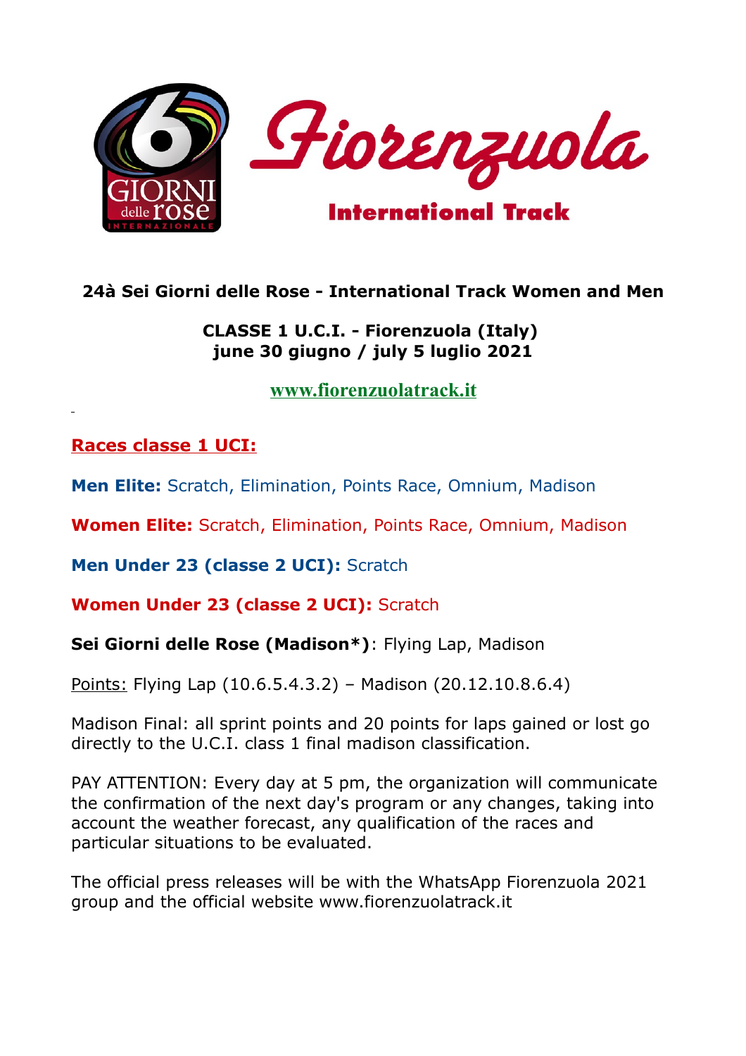# Fiorenzuola

**International Track**

**24à Sei Giorni delle Rose - International Track Women and Men**

**CLASSE 1 U.C.I. - Fiorenzuola (Italy)**
**june 30 giugno / july 5 luglio 2021**

**www.fiorenzuolatrack.it**

## Races classe 1 UCI:

**Men Elite:** Scratch, Elimination, Points Race, Omnium, Madison

**Women Elite:** Scratch, Elimination, Points Race, Omnium, Madison

**Men Under 23 (classe 2 UCI):** Scratch

**Women Under 23 (classe 2 UCI):** Scratch

**Sei Giorni delle Rose (Madison*)**: Flying Lap, Madison

Points: Flying Lap (10.6.5.4.3.2) – Madison (20.12.10.8.6.4)

Madison Final: all sprint points and 20 points for laps gained or lost go directly to the U.C.I. class 1 final madison classification.

PAY ATTENTION: Every day at 5 pm, the organization will communicate the confirmation of the next day's program or any changes, taking into account the weather forecast, any qualification of the races and particular situations to be evaluated.

The official press releases will be with the WhatsApp Fiorenzuola 2021 group and the official website www.fiorenzuolatrack.it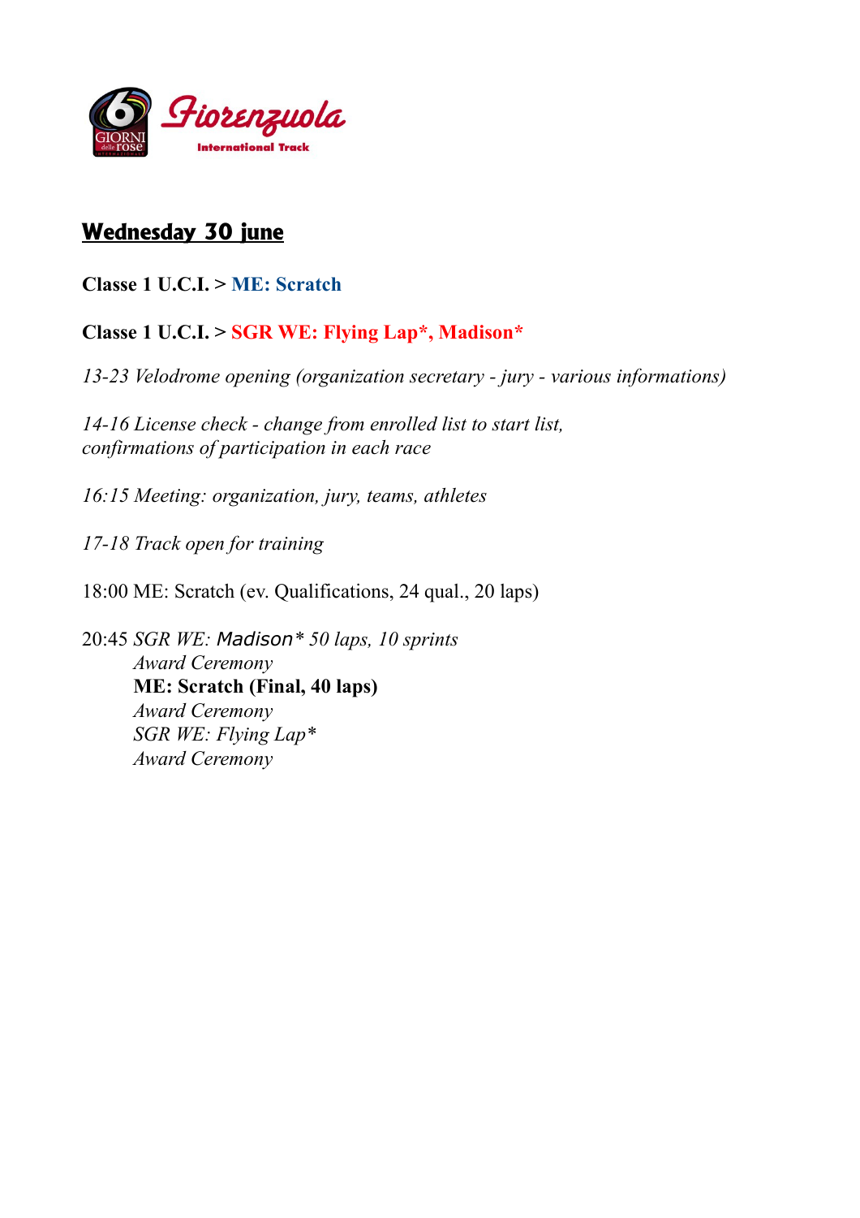## **Wednesday 30 june**

**Classe 1 U.C.I. > ME: Scratch**

**Classe 1 U.C.I. > SGR WE: Flying Lap*, Madison***

*13-23 Velodrome opening (organization secretary - jury - various informations)*

*14-16 License check - change from enrolled list to start list,*
*confirmations of participation in each race*

*16:15 Meeting: organization, jury, teams, athletes*

*17-18 Track open for training*

18:00 ME: Scratch (ev. Qualifications, 24 qual., 20 laps)

20:45 *SGR WE: Madison* 50 laps, 10 sprints*
*Award Ceremony*
**ME: Scratch (Final, 40 laps)**
*Award Ceremony*
*SGR WE: Flying Lap**
*Award Ceremony*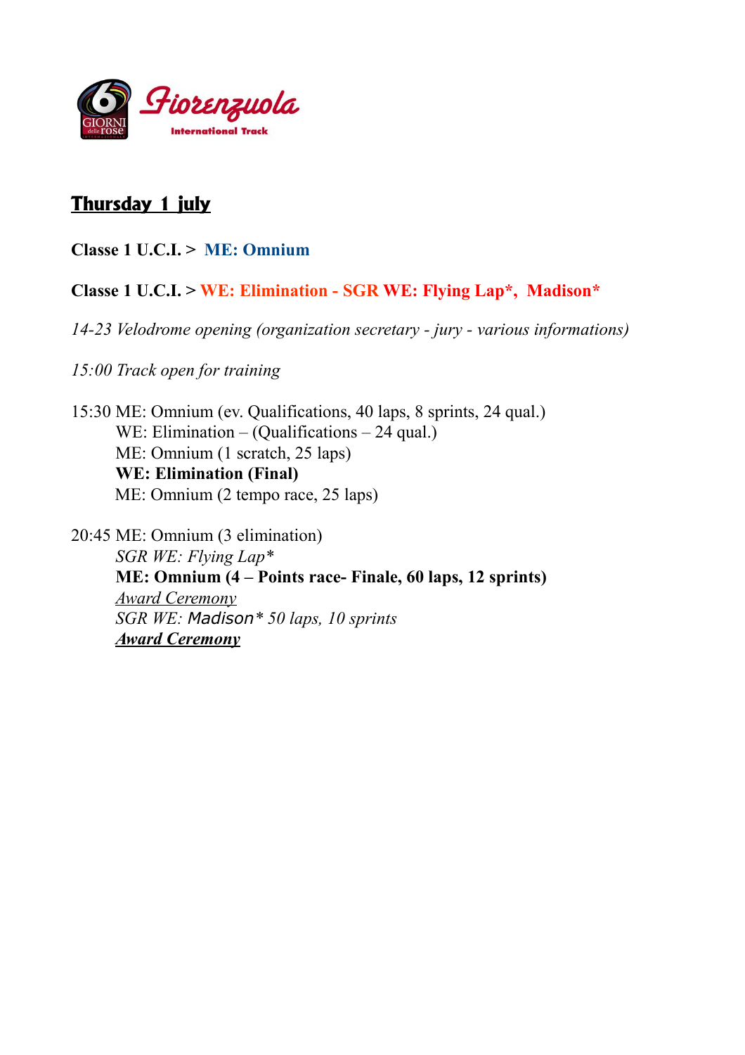## Thursday 1 july

**Classe 1 U.C.I. > ME: Omnium**

**Classe 1 U.C.I. > WE: Elimination - SGR WE: Flying Lap*, Madison***

*14-23 Velodrome opening (organization secretary - jury - various informations)*

*15:00 Track open for training*

15:30 ME: Omnium (ev. Qualifications, 40 laps, 8 sprints, 24 qual.)
WE: Elimination – (Qualifications – 24 qual.)
ME: Omnium (1 scratch, 25 laps)
**WE: Elimination (Final)**
ME: Omnium (2 tempo race, 25 laps)

20:45 ME: Omnium (3 elimination)
*SGR WE: Flying Lap**
**ME: Omnium (4 – Points race- Finale, 60 laps, 12 sprints)**
*Award Ceremony*
*SGR WE: Madison* 50 laps, 10 sprints*
***Award Ceremony***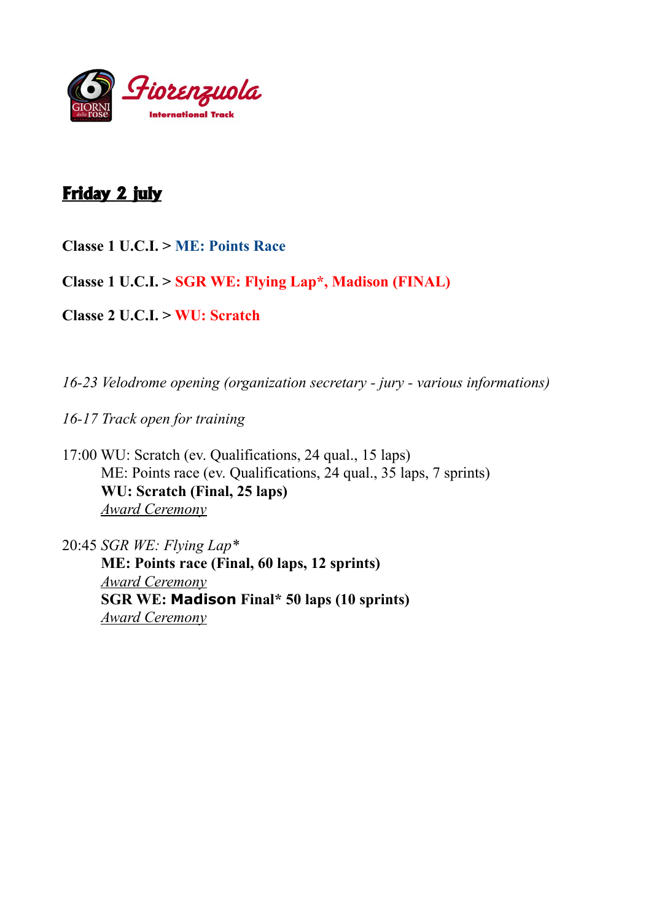## Friday 2 july

**Classe 1 U.C.I. > ME: Points Race**

**Classe 1 U.C.I. > SGR WE: Flying Lap*, Madison (FINAL)**

**Classe 2 U.C.I. > WU: Scratch**

*16-23 Velodrome opening (organization secretary - jury - various informations)*

*16-17 Track open for training*

17:00 WU: Scratch (ev. Qualifications, 24 qual., 15 laps)
ME: Points race (ev. Qualifications, 24 qual., 35 laps, 7 sprints)
**WU: Scratch (Final, 25 laps)**
*Award Ceremony*

20:45 *SGR WE: Flying Lap**
**ME: Points race (Final, 60 laps, 12 sprints)**
*Award Ceremony*
**SGR WE: Madison Final* 50 laps (10 sprints)**
*Award Ceremony*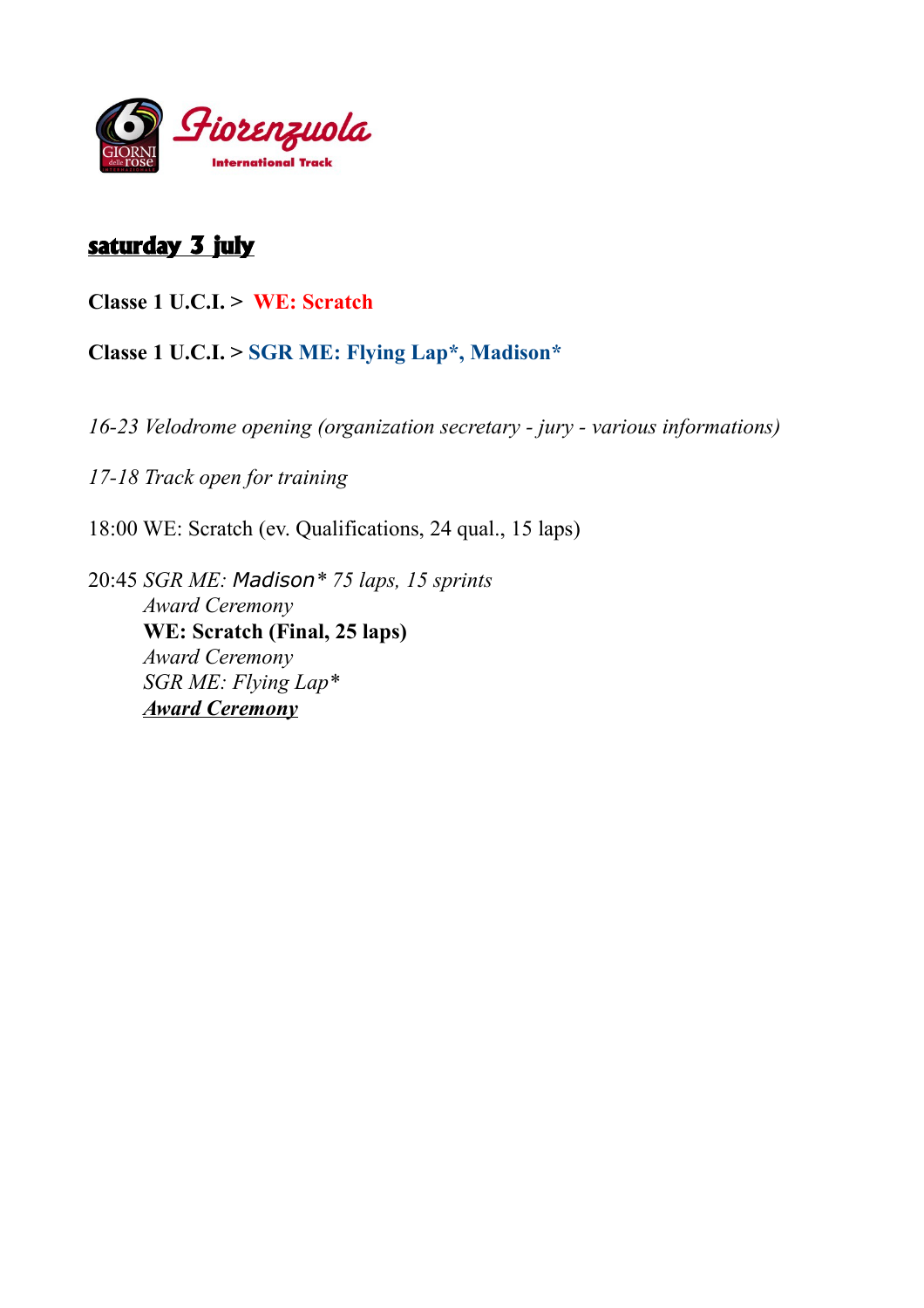## saturday 3 july

**Classe 1 U.C.I. > WE: Scratch**

**Classe 1 U.C.I. > SGR ME: Flying Lap*, Madison***

*16-23 Velodrome opening (organization secretary - jury - various informations)*

*17-18 Track open for training*

18:00 WE: Scratch (ev. Qualifications, 24 qual., 15 laps)

20:45 *SGR ME: Madison* 75 laps, 15 sprints*
*Award Ceremony*
**WE: Scratch (Final, 25 laps)**
*Award Ceremony*
*SGR ME: Flying Lap**
***Award Ceremony***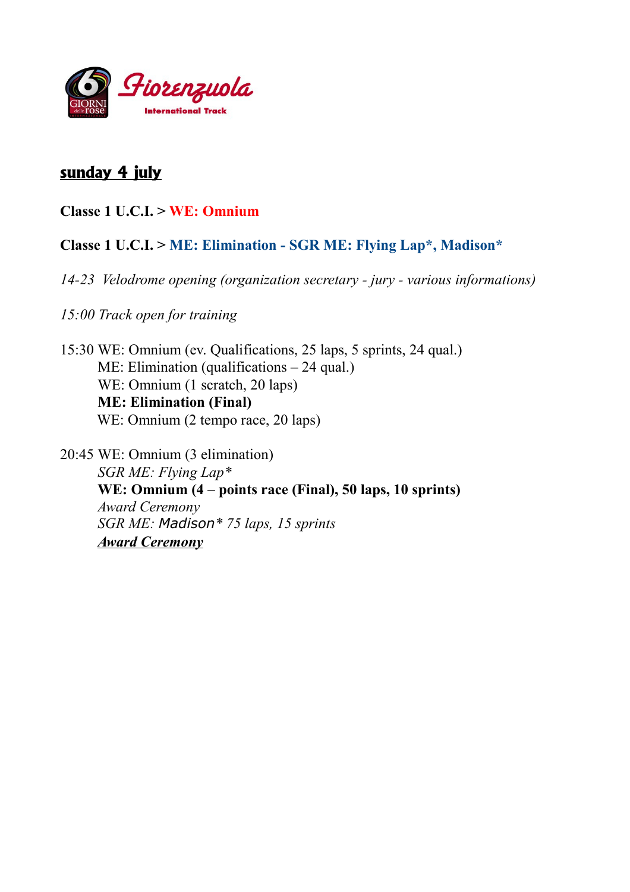## **sunday 4 july**

**Classe 1 U.C.I. > WE: Omnium**

**Classe 1 U.C.I. > ME: Elimination - SGR ME: Flying Lap*, Madison***

*14-23 Velodrome opening (organization secretary - jury - various informations)*

*15:00 Track open for training*

15:30 WE: Omnium (ev. Qualifications, 25 laps, 5 sprints, 24 qual.)
ME: Elimination (qualifications – 24 qual.)
WE: Omnium (1 scratch, 20 laps)
**ME: Elimination (Final)**
WE: Omnium (2 tempo race, 20 laps)

20:45 WE: Omnium (3 elimination)
*SGR ME: Flying Lap**
**WE: Omnium (4 – points race (Final), 50 laps, 10 sprints)**
*Award Ceremony*
*SGR ME: Madison* 75 laps, 15 sprints*
***Award Ceremony***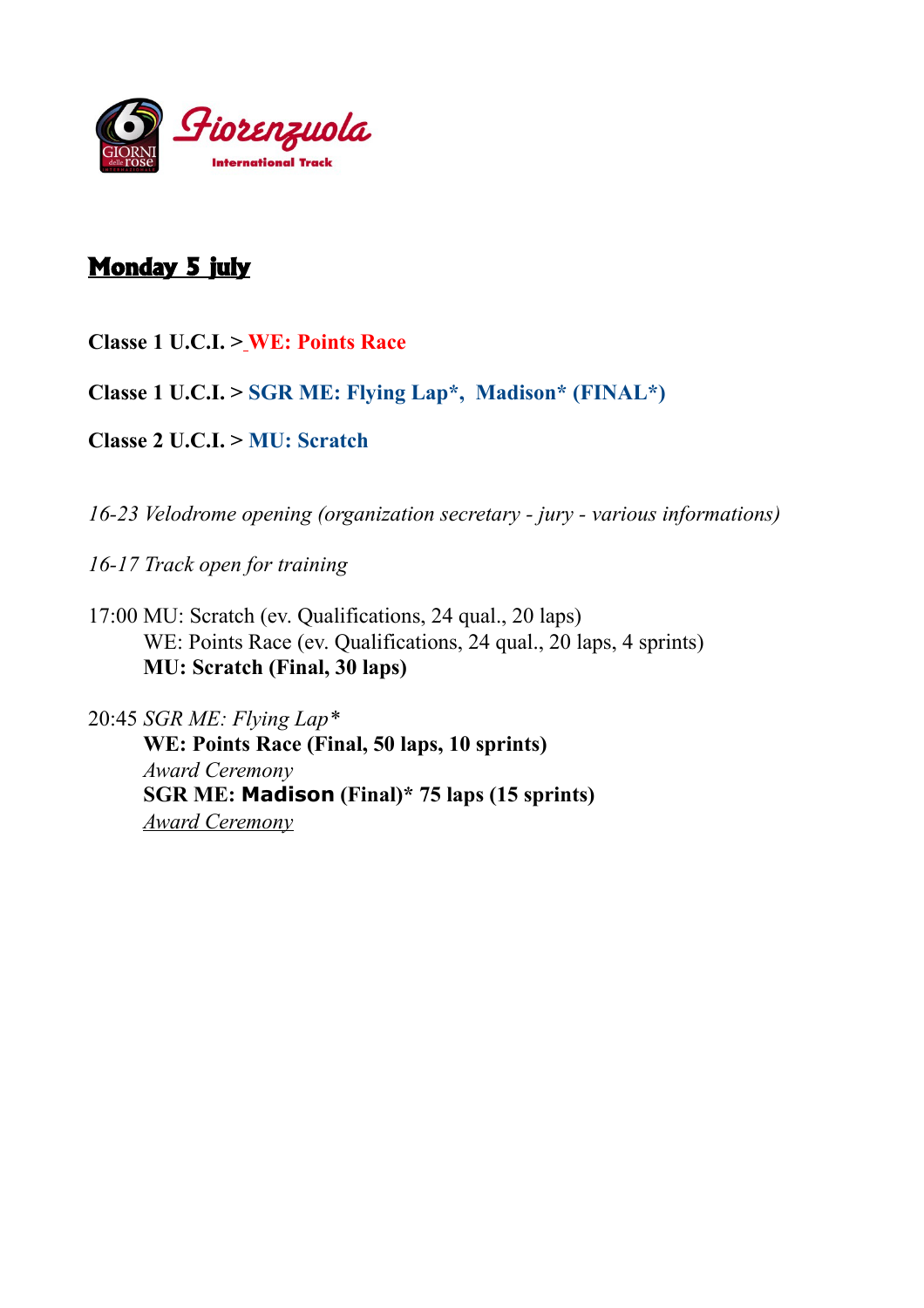## Monday 5 july

**Classe 1 U.C.I. > WE: Points Race**

**Classe 1 U.C.I. > SGR ME: Flying Lap*, Madison* (FINAL*)**

**Classe 2 U.C.I. > MU: Scratch**

*16-23 Velodrome opening (organization secretary - jury - various informations)*

*16-17 Track open for training*

17:00 MU: Scratch (ev. Qualifications, 24 qual., 20 laps)
WE: Points Race (ev. Qualifications, 24 qual., 20 laps, 4 sprints)
**MU: Scratch (Final, 30 laps)**

20:45 *SGR ME: Flying Lap**
**WE: Points Race (Final, 50 laps, 10 sprints)**
*Award Ceremony*
**SGR ME: Madison (Final)* 75 laps (15 sprints)**
*Award Ceremony*